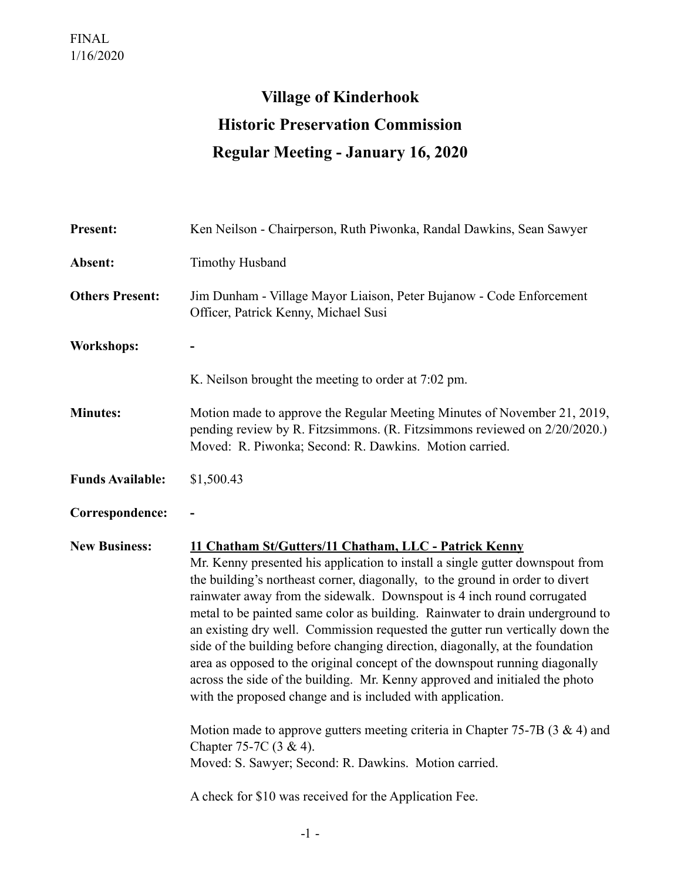FINAL
1/16/2020

# Village of Kinderhook
# Historic Preservation Commission
# Regular Meeting - January 16, 2020

**Present:** Ken Neilson - Chairperson, Ruth Piwonka, Randal Dawkins, Sean Sawyer

**Absent:** Timothy Husband

**Others Present:** Jim Dunham - Village Mayor Liaison, Peter Bujanow - Code Enforcement Officer, Patrick Kenny, Michael Susi

**Workshops:** -

K. Neilson brought the meeting to order at 7:02 pm.

**Minutes:** Motion made to approve the Regular Meeting Minutes of November 21, 2019, pending review by R. Fitzsimmons. (R. Fitzsimmons reviewed on 2/20/2020.) Moved: R. Piwonka; Second: R. Dawkins. Motion carried.

**Funds Available:** $1,500.43

**Correspondence:** -

**New Business:** <u>**11 Chatham St/Gutters/11 Chatham, LLC - Patrick Kenny**</u>

Mr. Kenny presented his application to install a single gutter downspout from the building's northeast corner, diagonally, to the ground in order to divert rainwater away from the sidewalk. Downspout is 4 inch round corrugated metal to be painted same color as building. Rainwater to drain underground to an existing dry well. Commission requested the gutter run vertically down the side of the building before changing direction, diagonally, at the foundation area as opposed to the original concept of the downspout running diagonally across the side of the building. Mr. Kenny approved and initialed the photo with the proposed change and is included with application.

Motion made to approve gutters meeting criteria in Chapter 75-7B (3 & 4) and Chapter 75-7C (3 & 4).
Moved: S. Sawyer; Second: R. Dawkins. Motion carried.

A check for $10 was received for the Application Fee.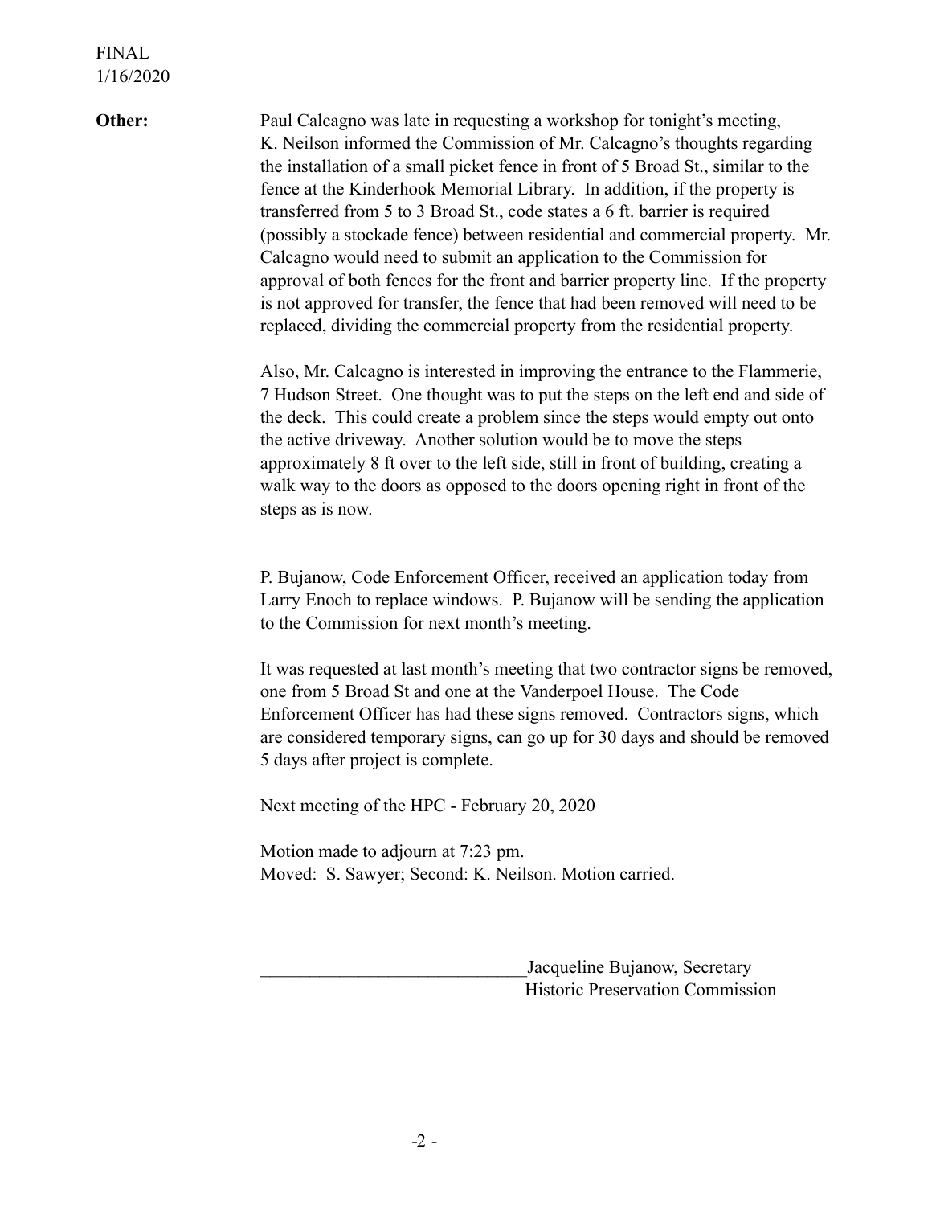FINAL
1/16/2020

**Other:** Paul Calcagno was late in requesting a workshop for tonight's meeting, K. Neilson informed the Commission of Mr. Calcagno's thoughts regarding the installation of a small picket fence in front of 5 Broad St., similar to the fence at the Kinderhook Memorial Library. In addition, if the property is transferred from 5 to 3 Broad St., code states a 6 ft. barrier is required (possibly a stockade fence) between residential and commercial property. Mr. Calcagno would need to submit an application to the Commission for approval of both fences for the front and barrier property line. If the property is not approved for transfer, the fence that had been removed will need to be replaced, dividing the commercial property from the residential property.

Also, Mr. Calcagno is interested in improving the entrance to the Flammerie, 7 Hudson Street. One thought was to put the steps on the left end and side of the deck. This could create a problem since the steps would empty out onto the active driveway. Another solution would be to move the steps approximately 8 ft over to the left side, still in front of building, creating a walk way to the doors as opposed to the doors opening right in front of the steps as is now.

P. Bujanow, Code Enforcement Officer, received an application today from Larry Enoch to replace windows. P. Bujanow will be sending the application to the Commission for next month's meeting.

It was requested at last month's meeting that two contractor signs be removed, one from 5 Broad St and one at the Vanderpoel House. The Code Enforcement Officer has had these signs removed. Contractors signs, which are considered temporary signs, can go up for 30 days and should be removed 5 days after project is complete.

Next meeting of the HPC - February 20, 2020

Motion made to adjourn at 7:23 pm.
Moved: S. Sawyer; Second: K. Neilson. Motion carried.

_____________________________ Jacqueline Bujanow, Secretary
Historic Preservation Commission